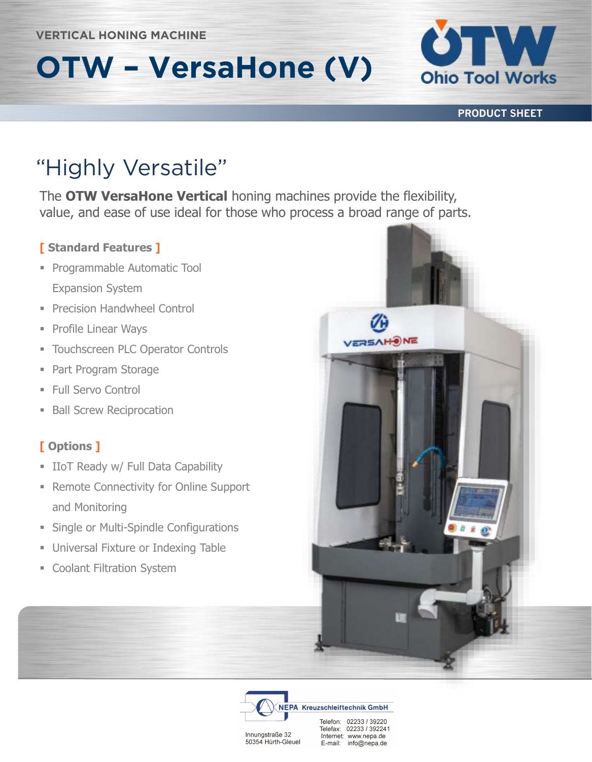VERTICAL HONING MACHINE

# OTW – VersaHone (V)

Ohio Tool Works

PRODUCT SHEET

## "Highly Versatile"

The **OTW VersaHone Vertical** honing machines provide the flexibility, value, and ease of use ideal for those who process a broad range of parts.

### [ Standard Features ]

- Programmable Automatic Tool Expansion System
- Precision Handwheel Control
- Profile Linear Ways
- Touchscreen PLC Operator Controls
- Part Program Storage
- Full Servo Control
- Ball Screw Reciprocation

### [ Options ]

- IIoT Ready w/ Full Data Capability
- Remote Connectivity for Online Support and Monitoring
- Single or Multi-Spindle Configurations
- Universal Fixture or Indexing Table
- Coolant Filtration System

NEPA Kreuzschleiftechnik GmbH

Innungstraße 32
50354 Hürth-Gleuel

Telefon: 02233 / 39220
Telefax: 02233 / 392241
Internet: www.nepa.de
E-mail: info@nepa.de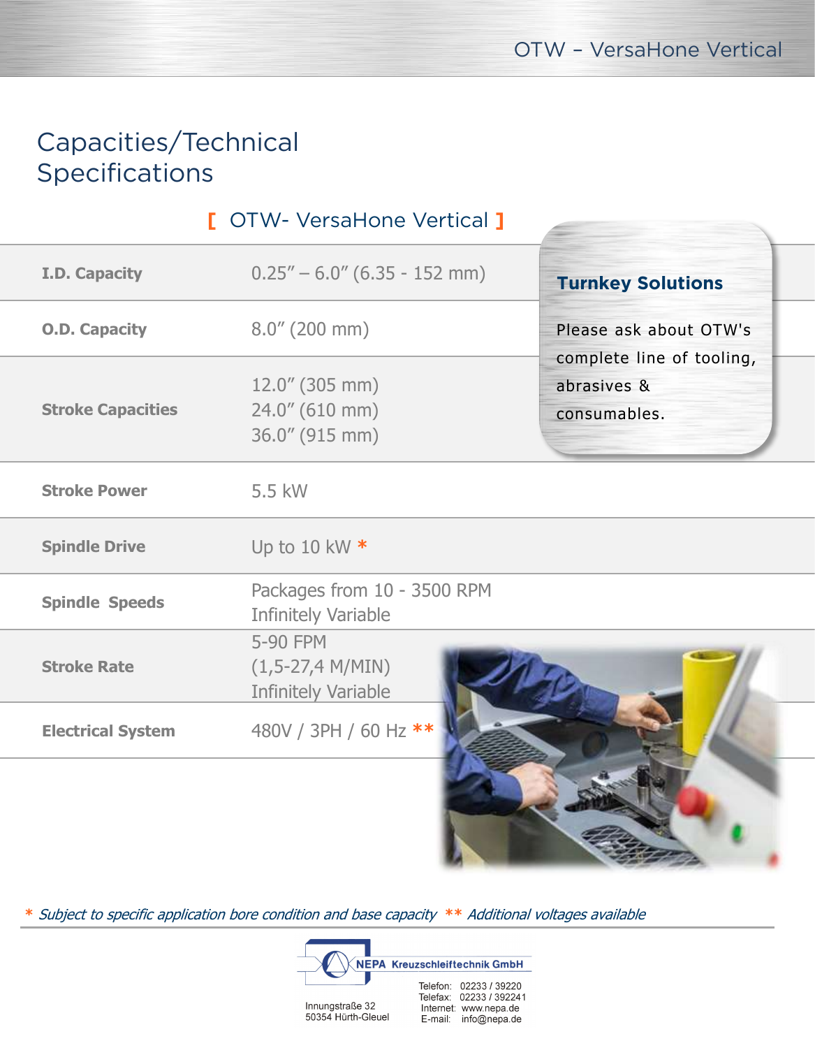# Capacities/Technical Specifications

## [ OTW- VersaHone Vertical ]

| | |
|---|---|
| **I.D. Capacity** | 0.25" – 6.0" (6.35 - 152 mm) |
| **O.D. Capacity** | 8.0" (200 mm) |
| **Stroke Capacities** | 12.0" (305 mm)<br>24.0" (610 mm)<br>36.0" (915 mm) |
| **Stroke Power** | 5.5 kW |
| **Spindle Drive** | Up to 10 kW * |
| **Spindle Speeds** | Packages from 10 - 3500 RPM<br>Infinitely Variable |
| **Stroke Rate** | 5-90 FPM<br>(1,5-27,4 M/MIN)<br>Infinitely Variable |
| **Electrical System** | 480V / 3PH / 60 Hz ** |

**Turnkey Solutions**

Please ask about OTW's complete line of tooling, abrasives & consumables.

*\* Subject to specific application bore condition and base capacity \*\* Additional voltages available*

NEPA Kreuzschleiftechnik GmbH

Innungstraße 32
50354 Hürth-Gleuel

Telefon: 02233 / 39220
Telefax: 02233 / 392241
Internet: www.nepa.de
E-mail: info@nepa.de